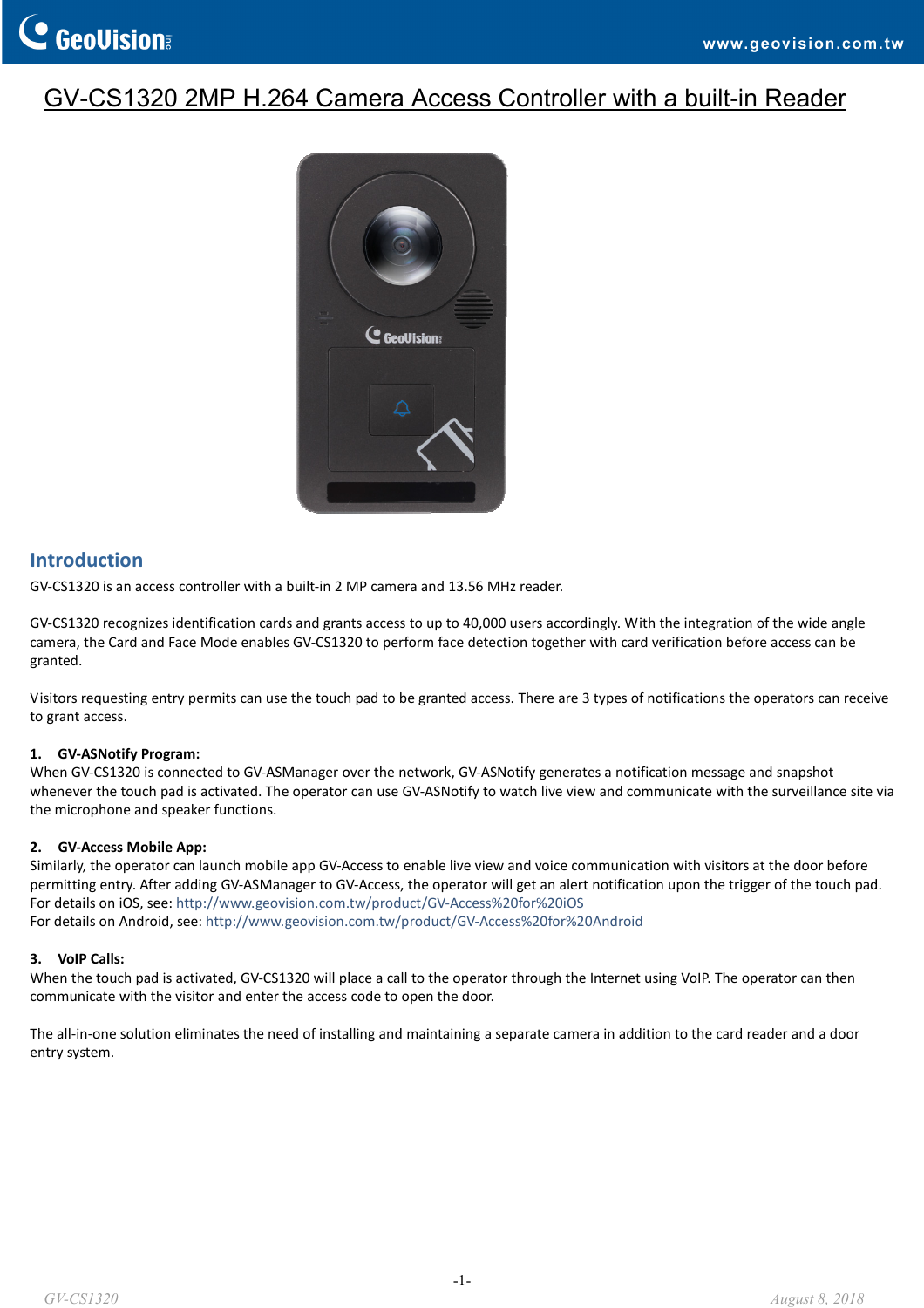# GV-CS1320 2MP H.264 Camera Access Controller with a built-in Reader

## Introduction

GV-CS1320 is an access controller with a built-in 2 MP camera and 13.56 MHz reader.

GV-CS1320 recognizes identification cards and grants access to up to 40,000 users accordingly. With the integration of the wide angle camera, the Card and Face Mode enables GV-CS1320 to perform face detection together with card verification before access can be granted.

Visitors requesting entry permits can use the touch pad to be granted access. There are 3 types of notifications the operators can receive to grant access.

**1. GV-ASNotify Program:**
When GV-CS1320 is connected to GV-ASManager over the network, GV-ASNotify generates a notification message and snapshot whenever the touch pad is activated. The operator can use GV-ASNotify to watch live view and communicate with the surveillance site via the microphone and speaker functions.

**2. GV-Access Mobile App:**
Similarly, the operator can launch mobile app GV-Access to enable live view and voice communication with visitors at the door before permitting entry. After adding GV-ASManager to GV-Access, the operator will get an alert notification upon the trigger of the touch pad.
For details on iOS, see: http://www.geovision.com.tw/product/GV-Access%20for%20iOS
For details on Android, see: http://www.geovision.com.tw/product/GV-Access%20for%20Android

**3. VoIP Calls:**
When the touch pad is activated, GV-CS1320 will place a call to the operator through the Internet using VoIP. The operator can then communicate with the visitor and enter the access code to open the door.

The all-in-one solution eliminates the need of installing and maintaining a separate camera in addition to the card reader and a door entry system.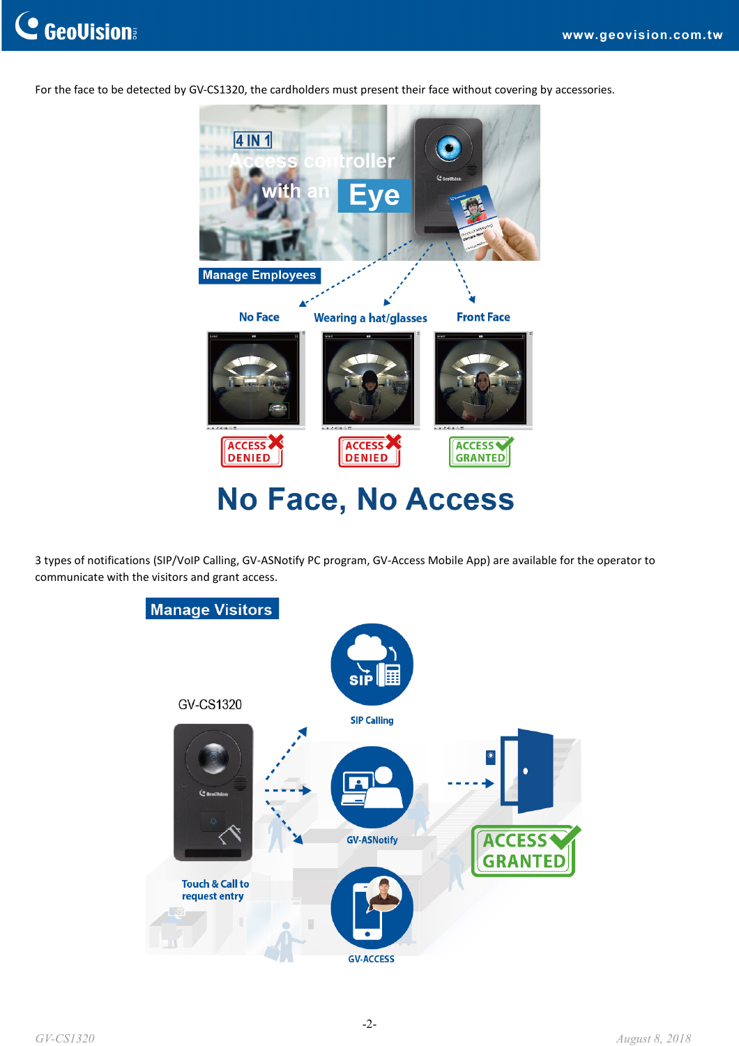For the face to be detected by GV-CS1320, the cardholders must present their face without covering by accessories.

Manage Employees

No Face — ACCESS DENIED

Wearing a hat/glasses — ACCESS DENIED

Front Face — ACCESS GRANTED

## No Face, No Access

3 types of notifications (SIP/VoIP Calling, GV-ASNotify PC program, GV-Access Mobile App) are available for the operator to communicate with the visitors and grant access.

Manage Visitors

GV-CS1320

Touch & Call to request entry

SIP Calling

GV-ASNotify

GV-ACCESS

ACCESS GRANTED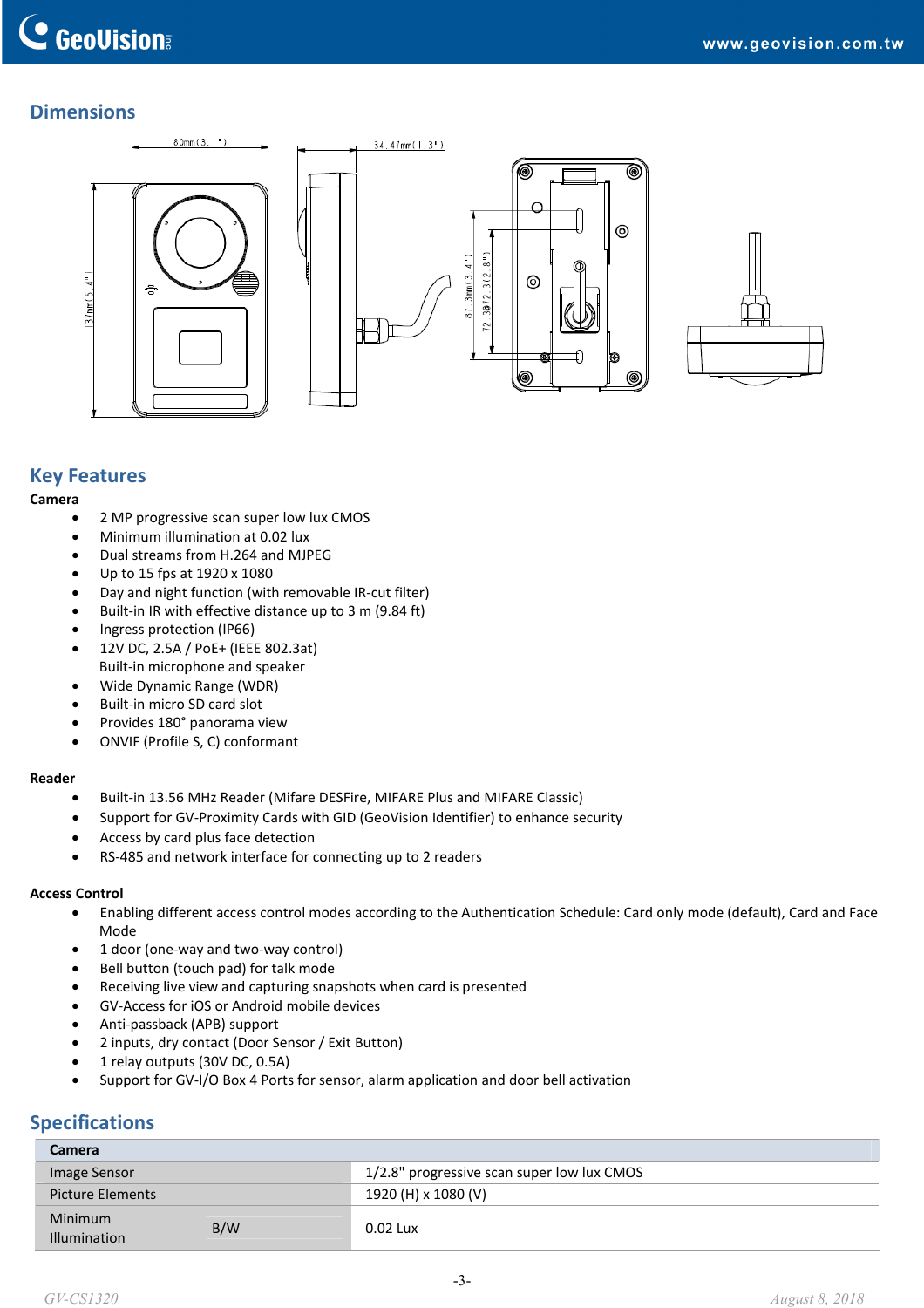## Dimensions

## Key Features

**Camera**

- 2 MP progressive scan super low lux CMOS
- Minimum illumination at 0.02 lux
- Dual streams from H.264 and MJPEG
- Up to 15 fps at 1920 x 1080
- Day and night function (with removable IR-cut filter)
- Built-in IR with effective distance up to 3 m (9.84 ft)
- Ingress protection (IP66)
- 12V DC, 2.5A / PoE+ (IEEE 802.3at)
  Built-in microphone and speaker
- Wide Dynamic Range (WDR)
- Built-in micro SD card slot
- Provides 180° panorama view
- ONVIF (Profile S, C) conformant

**Reader**

- Built-in 13.56 MHz Reader (Mifare DESFire, MIFARE Plus and MIFARE Classic)
- Support for GV-Proximity Cards with GID (GeoVision Identifier) to enhance security
- Access by card plus face detection
- RS-485 and network interface for connecting up to 2 readers

**Access Control**

- Enabling different access control modes according to the Authentication Schedule: Card only mode (default), Card and Face Mode
- 1 door (one-way and two-way control)
- Bell button (touch pad) for talk mode
- Receiving live view and capturing snapshots when card is presented
- GV-Access for iOS or Android mobile devices
- Anti-passback (APB) support
- 2 inputs, dry contact (Door Sensor / Exit Button)
- 1 relay outputs (30V DC, 0.5A)
- Support for GV-I/O Box 4 Ports for sensor, alarm application and door bell activation

## Specifications

| **Camera** | | |
|---|---|---|
| Image Sensor | | 1/2.8" progressive scan super low lux CMOS |
| Picture Elements | | 1920 (H) x 1080 (V) |
| Minimum Illumination | B/W | 0.02 Lux |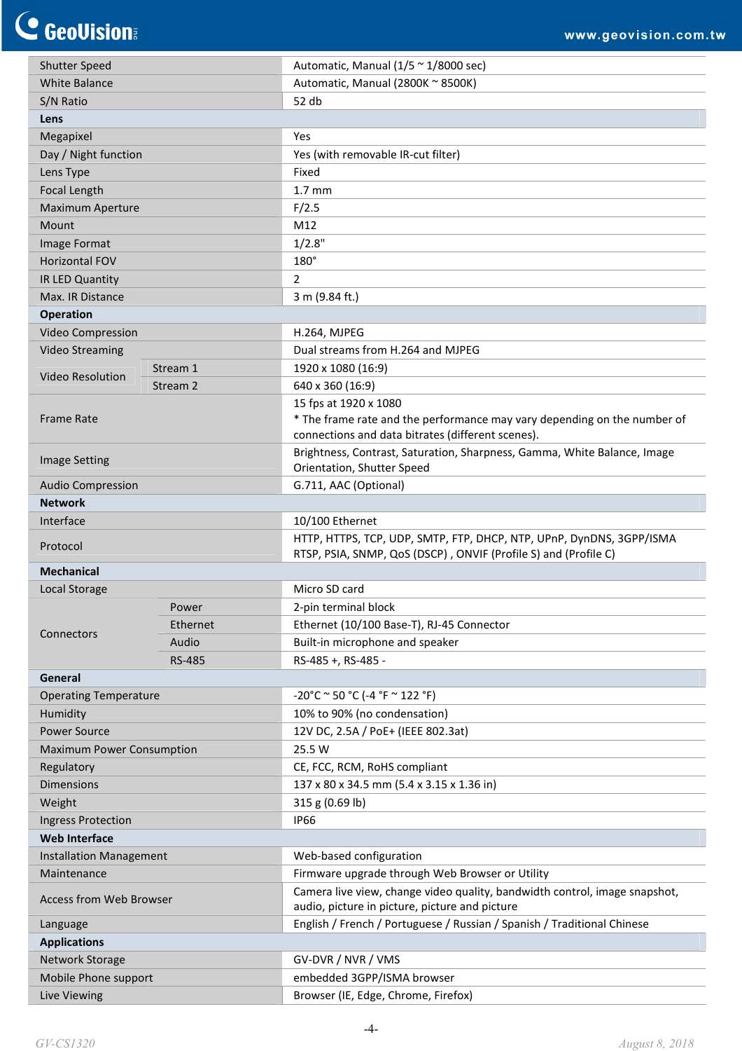| | | |
|---|---|---|
| Shutter Speed | | Automatic, Manual (1/5 ~ 1/8000 sec) |
| White Balance | | Automatic, Manual (2800K ~ 8500K) |
| S/N Ratio | | 52 db |
| **Lens** | | |
| Megapixel | | Yes |
| Day / Night function | | Yes (with removable IR-cut filter) |
| Lens Type | | Fixed |
| Focal Length | | 1.7 mm |
| Maximum Aperture | | F/2.5 |
| Mount | | M12 |
| Image Format | | 1/2.8" |
| Horizontal FOV | | 180° |
| IR LED Quantity | | 2 |
| Max. IR Distance | | 3 m (9.84 ft.) |
| **Operation** | | |
| Video Compression | | H.264, MJPEG |
| Video Streaming | | Dual streams from H.264 and MJPEG |
| Video Resolution | Stream 1 | 1920 x 1080 (16:9) |
| | Stream 2 | 640 x 360 (16:9) |
| Frame Rate | | 15 fps at 1920 x 1080<br>* The frame rate and the performance may vary depending on the number of connections and data bitrates (different scenes). |
| Image Setting | | Brightness, Contrast, Saturation, Sharpness, Gamma, White Balance, Image Orientation, Shutter Speed |
| Audio Compression | | G.711, AAC (Optional) |
| **Network** | | |
| Interface | | 10/100 Ethernet |
| Protocol | | HTTP, HTTPS, TCP, UDP, SMTP, FTP, DHCP, NTP, UPnP, DynDNS, 3GPP/ISMA RTSP, PSIA, SNMP, QoS (DSCP) , ONVIF (Profile S) and (Profile C) |
| **Mechanical** | | |
| Local Storage | | Micro SD card |
| Connectors | Power | 2-pin terminal block |
| | Ethernet | Ethernet (10/100 Base-T), RJ-45 Connector |
| | Audio | Built-in microphone and speaker |
| | RS-485 | RS-485 +, RS-485 - |
| **General** | | |
| Operating Temperature | | -20°C ~ 50 °C (-4 °F ~ 122 °F) |
| Humidity | | 10% to 90% (no condensation) |
| Power Source | | 12V DC, 2.5A / PoE+ (IEEE 802.3at) |
| Maximum Power Consumption | | 25.5 W |
| Regulatory | | CE, FCC, RCM, RoHS compliant |
| Dimensions | | 137 x 80 x 34.5 mm (5.4 x 3.15 x 1.36 in) |
| Weight | | 315 g (0.69 lb) |
| Ingress Protection | | IP66 |
| **Web Interface** | | |
| Installation Management | | Web-based configuration |
| Maintenance | | Firmware upgrade through Web Browser or Utility |
| Access from Web Browser | | Camera live view, change video quality, bandwidth control, image snapshot, audio, picture in picture, picture and picture |
| Language | | English / French / Portuguese / Russian / Spanish / Traditional Chinese |
| **Applications** | | |
| Network Storage | | GV-DVR / NVR / VMS |
| Mobile Phone support | | embedded 3GPP/ISMA browser |
| Live Viewing | | Browser (IE, Edge, Chrome, Firefox) |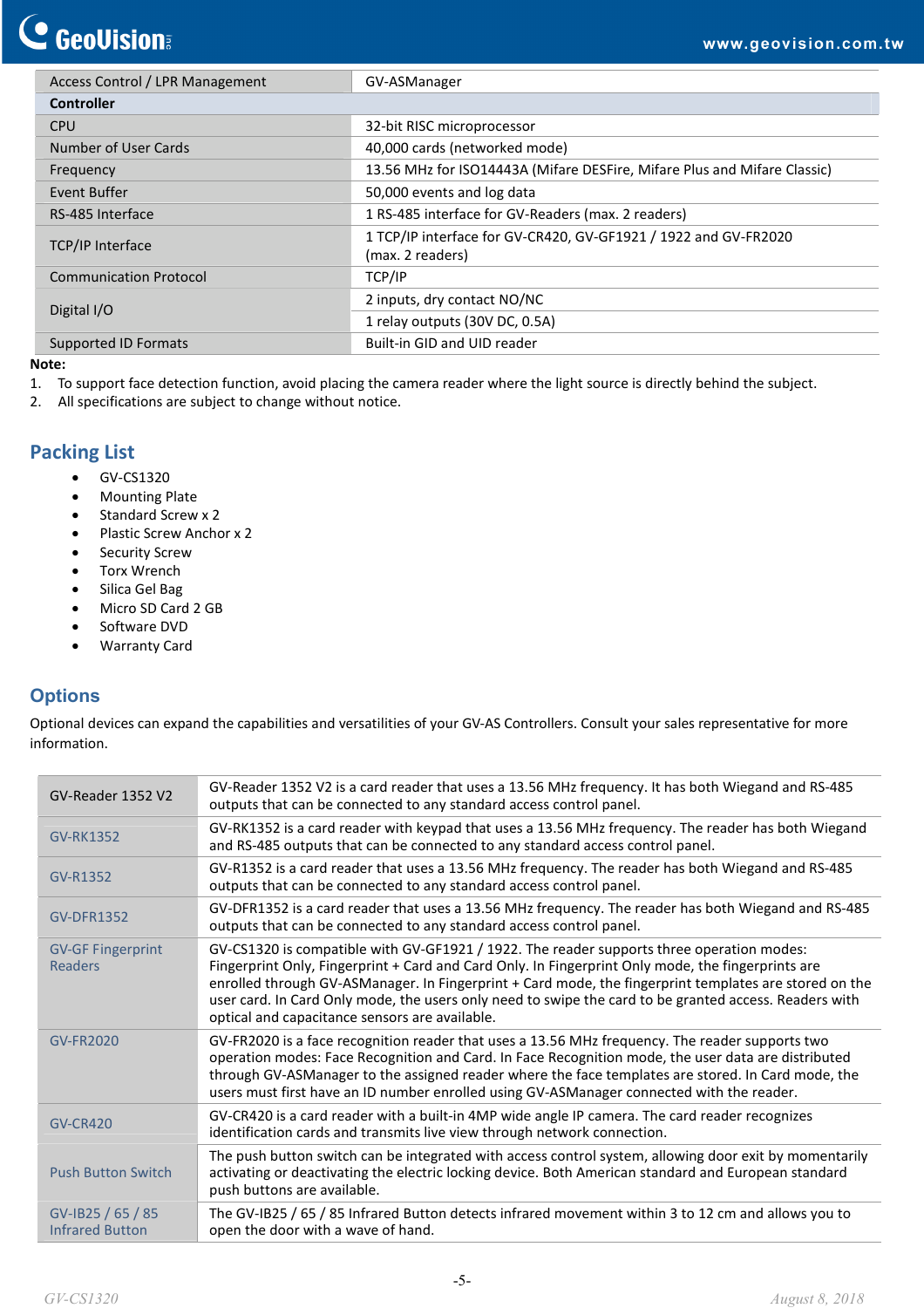| | |
|---|---|
| Access Control / LPR Management | GV-ASManager |
| **Controller** | |
| CPU | 32-bit RISC microprocessor |
| Number of User Cards | 40,000 cards (networked mode) |
| Frequency | 13.56 MHz for ISO14443A (Mifare DESFire, Mifare Plus and Mifare Classic) |
| Event Buffer | 50,000 events and log data |
| RS-485 Interface | 1 RS-485 interface for GV-Readers (max. 2 readers) |
| TCP/IP Interface | 1 TCP/IP interface for GV-CR420, GV-GF1921 / 1922 and GV-FR2020 (max. 2 readers) |
| Communication Protocol | TCP/IP |
| Digital I/O | 2 inputs, dry contact NO/NC |
| | 1 relay outputs (30V DC, 0.5A) |
| Supported ID Formats | Built-in GID and UID reader |

**Note:**

1. To support face detection function, avoid placing the camera reader where the light source is directly behind the subject.
2. All specifications are subject to change without notice.

## Packing List

- GV-CS1320
- Mounting Plate
- Standard Screw x 2
- Plastic Screw Anchor x 2
- Security Screw
- Torx Wrench
- Silica Gel Bag
- Micro SD Card 2 GB
- Software DVD
- Warranty Card

## Options

Optional devices can expand the capabilities and versatilities of your GV-AS Controllers. Consult your sales representative for more information.

| | |
|---|---|
| GV-Reader 1352 V2 | GV-Reader 1352 V2 is a card reader that uses a 13.56 MHz frequency. It has both Wiegand and RS-485 outputs that can be connected to any standard access control panel. |
| GV-RK1352 | GV-RK1352 is a card reader with keypad that uses a 13.56 MHz frequency. The reader has both Wiegand and RS-485 outputs that can be connected to any standard access control panel. |
| GV-R1352 | GV-R1352 is a card reader that uses a 13.56 MHz frequency. The reader has both Wiegand and RS-485 outputs that can be connected to any standard access control panel. |
| GV-DFR1352 | GV-DFR1352 is a card reader that uses a 13.56 MHz frequency. The reader has both Wiegand and RS-485 outputs that can be connected to any standard access control panel. |
| GV-GF Fingerprint Readers | GV-CS1320 is compatible with GV-GF1921 / 1922. The reader supports three operation modes: Fingerprint Only, Fingerprint + Card and Card Only. In Fingerprint Only mode, the fingerprints are enrolled through GV-ASManager. In Fingerprint + Card mode, the fingerprint templates are stored on the user card. In Card Only mode, the users only need to swipe the card to be granted access. Readers with optical and capacitance sensors are available. |
| GV-FR2020 | GV-FR2020 is a face recognition reader that uses a 13.56 MHz frequency. The reader supports two operation modes: Face Recognition and Card. In Face Recognition mode, the user data are distributed through GV-ASManager to the assigned reader where the face templates are stored. In Card mode, the users must first have an ID number enrolled using GV-ASManager connected with the reader. |
| GV-CR420 | GV-CR420 is a card reader with a built-in 4MP wide angle IP camera. The card reader recognizes identification cards and transmits live view through network connection. |
| Push Button Switch | The push button switch can be integrated with access control system, allowing door exit by momentarily activating or deactivating the electric locking device. Both American standard and European standard push buttons are available. |
| GV-IB25 / 65 / 85 Infrared Button | The GV-IB25 / 65 / 85 Infrared Button detects infrared movement within 3 to 12 cm and allows you to open the door with a wave of hand. |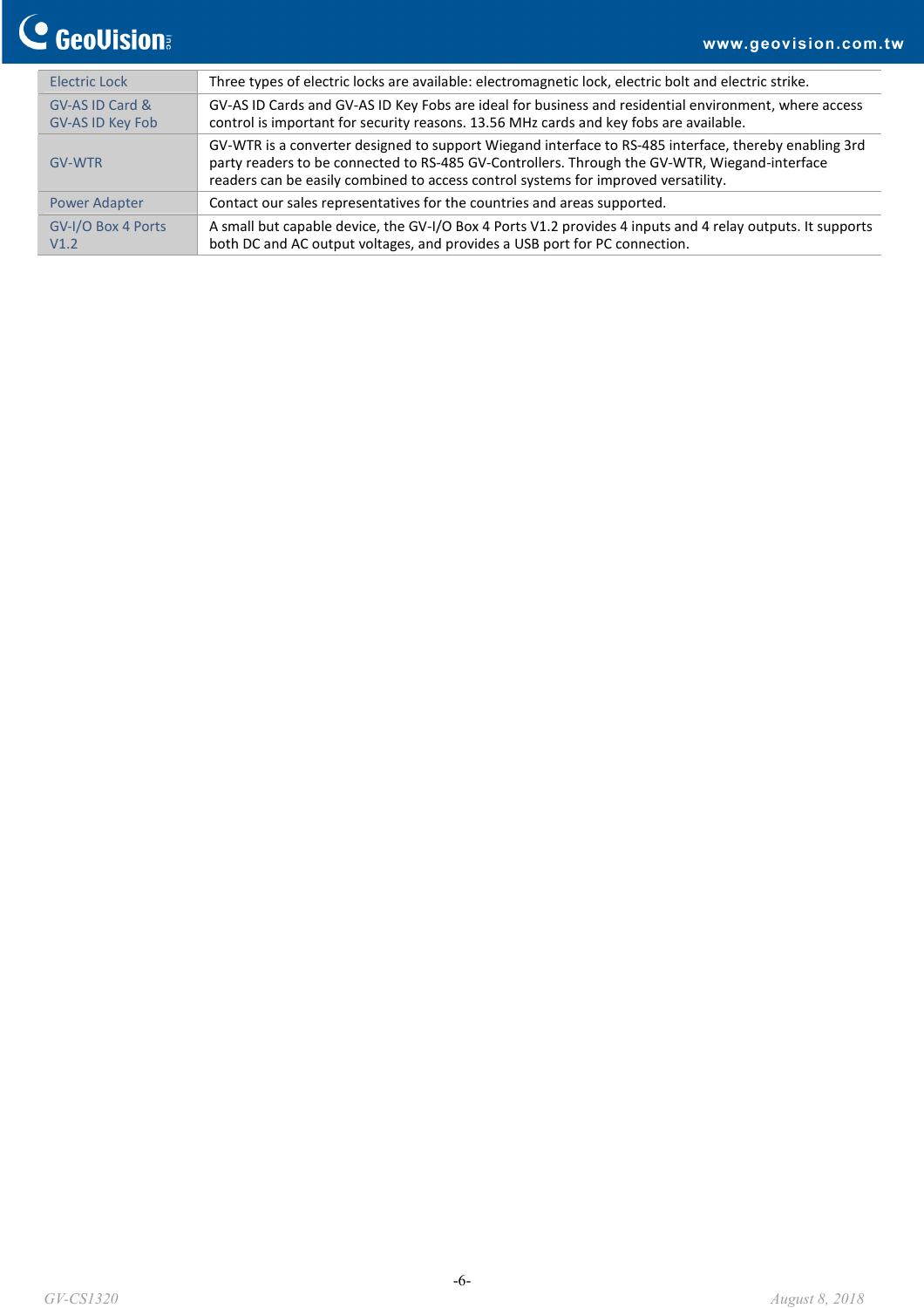| | |
|---|---|
| Electric Lock | Three types of electric locks are available: electromagnetic lock, electric bolt and electric strike. |
| GV-AS ID Card & GV-AS ID Key Fob | GV-AS ID Cards and GV-AS ID Key Fobs are ideal for business and residential environment, where access control is important for security reasons. 13.56 MHz cards and key fobs are available. |
| GV-WTR | GV-WTR is a converter designed to support Wiegand interface to RS-485 interface, thereby enabling 3rd party readers to be connected to RS-485 GV-Controllers. Through the GV-WTR, Wiegand-interface readers can be easily combined to access control systems for improved versatility. |
| Power Adapter | Contact our sales representatives for the countries and areas supported. |
| GV-I/O Box 4 Ports V1.2 | A small but capable device, the GV-I/O Box 4 Ports V1.2 provides 4 inputs and 4 relay outputs. It supports both DC and AC output voltages, and provides a USB port for PC connection. |